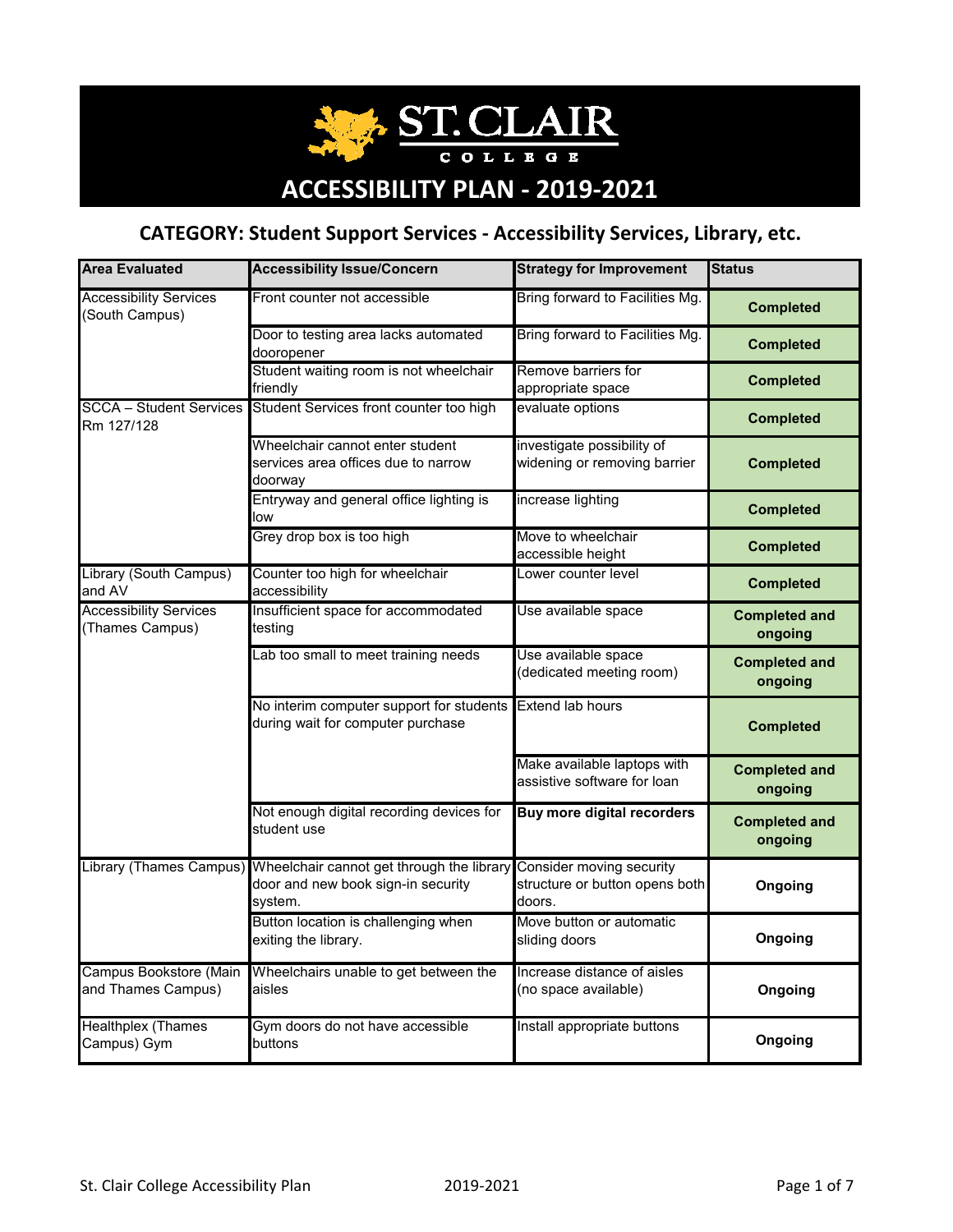# ST. CLAIR COLLEGE

# ACCESSIBILITY PLAN - 2019-2021

## CATEGORY: Student Support Services - Accessibility Services, Library, etc.

| Area Evaluated | Accessibility Issue/Concern | Strategy for Improvement | Status |
|---|---|---|---|
| Accessibility Services (South Campus) | Front counter not accessible | Bring forward to Facilities Mg. | **Completed** |
| | Door to testing area lacks automated dooropener | Bring forward to Facilities Mg. | **Completed** |
| | Student waiting room is not wheelchair friendly | Remove barriers for appropriate space | **Completed** |
| SCCA – Student Services Rm 127/128 | Student Services front counter too high | evaluate options | **Completed** |
| | Wheelchair cannot enter student services area offices due to narrow doorway | investigate possibility of widening or removing barrier | **Completed** |
| | Entryway and general office lighting is low | increase lighting | **Completed** |
| | Grey drop box is too high | Move to wheelchair accessible height | **Completed** |
| Library (South Campus) and AV | Counter too high for wheelchair accessibility | Lower counter level | **Completed** |
| Accessibility Services (Thames Campus) | Insufficient space for accommodated testing | Use available space | **Completed and ongoing** |
| | Lab too small to meet training needs | Use available space (dedicated meeting room) | **Completed and ongoing** |
| | No interim computer support for students during wait for computer purchase | Extend lab hours | **Completed** |
| | | Make available laptops with assistive software for loan | **Completed and ongoing** |
| | Not enough digital recording devices for student use | **Buy more digital recorders** | **Completed and ongoing** |
| Library (Thames Campus) | Wheelchair cannot get through the library door and new book sign-in security system. | Consider moving security structure or button opens both doors. | **Ongoing** |
| | Button location is challenging when exiting the library. | Move button or automatic sliding doors | **Ongoing** |
| Campus Bookstore (Main and Thames Campus) | Wheelchairs unable to get between the aisles | Increase distance of aisles (no space available) | **Ongoing** |
| Healthplex (Thames Campus) Gym | Gym doors do not have accessible buttons | Install appropriate buttons | **Ongoing** |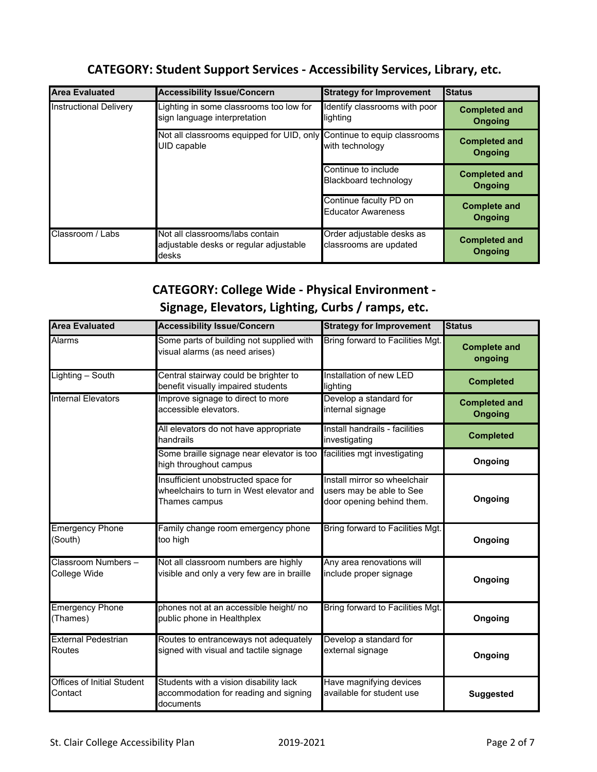## CATEGORY: Student Support Services - Accessibility Services, Library, etc.

| Area Evaluated | Accessibility Issue/Concern | Strategy for Improvement | Status |
|---|---|---|---|
| Instructional Delivery | Lighting in some classrooms too low for sign language interpretation | Identify classrooms with poor lighting | **Completed and Ongoing** |
| | Not all classrooms equipped for UID, only UID capable | Continue to equip classrooms with technology | **Completed and Ongoing** |
| | | Continue to include Blackboard technology | **Completed and Ongoing** |
| | | Continue faculty PD on Educator Awareness | **Complete and Ongoing** |
| Classroom / Labs | Not all classrooms/labs contain adjustable desks or regular adjustable desks | Order adjustable desks as classrooms are updated | **Completed and Ongoing** |

## CATEGORY: College Wide - Physical Environment - Signage, Elevators, Lighting, Curbs / ramps, etc.

| Area Evaluated | Accessibility Issue/Concern | Strategy for Improvement | Status |
|---|---|---|---|
| Alarms | Some parts of building not supplied with visual alarms (as need arises) | Bring forward to Facilities Mgt. | **Complete and ongoing** |
| Lighting – South | Central stairway could be brighter to benefit visually impaired students | Installation of new LED lighting | **Completed** |
| Internal Elevators | Improve signage to direct to more accessible elevators. | Develop a standard for internal signage | **Completed and Ongoing** |
| | All elevators do not have appropriate handrails | Install handrails - facilities investigating | **Completed** |
| | Some braille signage near elevator is too high throughout campus | facilities mgt investigating | **Ongoing** |
| | Insufficient unobstructed space for wheelchairs to turn in West elevator and Thames campus | Install mirror so wheelchair users may be able to See door opening behind them. | **Ongoing** |
| Emergency Phone (South) | Family change room emergency phone too high | Bring forward to Facilities Mgt. | **Ongoing** |
| Classroom Numbers – College Wide | Not all classroom numbers are highly visible and only a very few are in braille | Any area renovations will include proper signage | **Ongoing** |
| Emergency Phone (Thames) | phones not at an accessible height/ no public phone in Healthplex | Bring forward to Facilities Mgt. | **Ongoing** |
| External Pedestrian Routes | Routes to entranceways not adequately signed with visual and tactile signage | Develop a standard for external signage | **Ongoing** |
| Offices of Initial Student Contact | Students with a vision disability lack accommodation for reading and signing documents | Have magnifying devices available for student use | **Suggested** |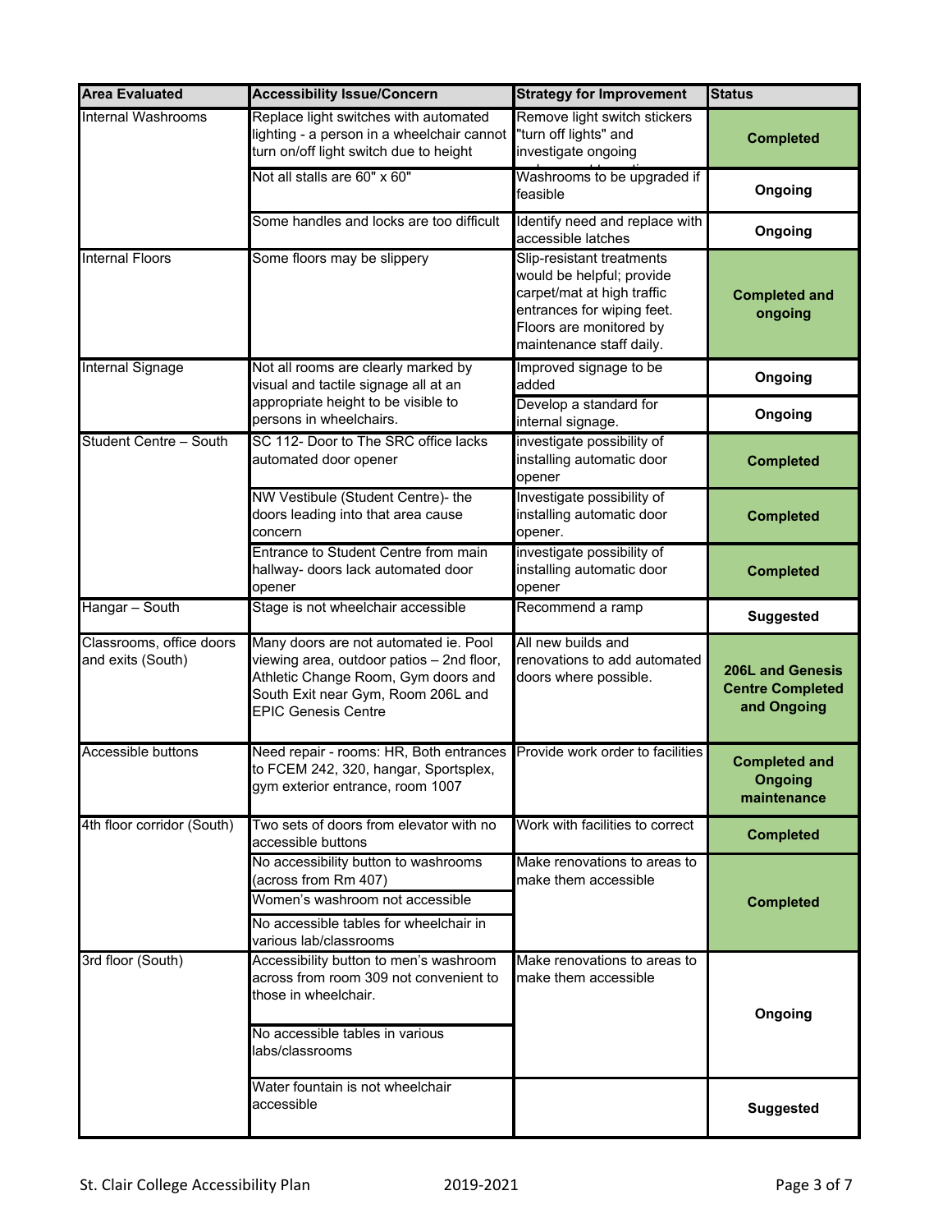| Area Evaluated | Accessibility Issue/Concern | Strategy for Improvement | Status |
|---|---|---|---|
| Internal Washrooms | Replace light switches with automated lighting - a person in a wheelchair cannot turn on/off light switch due to height | Remove light switch stickers "turn off lights" and investigate ongoing | **Completed** |
| | Not all stalls are 60" x 60" | Washrooms to be upgraded if feasible | **Ongoing** |
| | Some handles and locks are too difficult | Identify need and replace with accessible latches | **Ongoing** |
| Internal Floors | Some floors may be slippery | Slip-resistant treatments would be helpful; provide carpet/mat at high traffic entrances for wiping feet. Floors are monitored by maintenance staff daily. | **Completed and ongoing** |
| Internal Signage | Not all rooms are clearly marked by visual and tactile signage all at an appropriate height to be visible to persons in wheelchairs. | Improved signage to be added | **Ongoing** |
| | | Develop a standard for internal signage. | **Ongoing** |
| Student Centre – South | SC 112- Door to The SRC office lacks automated door opener | investigate possibility of installing automatic door opener | **Completed** |
| | NW Vestibule (Student Centre)- the doors leading into that area cause concern | Investigate possibility of installing automatic door opener. | **Completed** |
| | Entrance to Student Centre from main hallway- doors lack automated door opener | investigate possibility of installing automatic door opener | **Completed** |
| Hangar – South | Stage is not wheelchair accessible | Recommend a ramp | **Suggested** |
| Classrooms, office doors and exits (South) | Many doors are not automated ie. Pool viewing area, outdoor patios – 2nd floor, Athletic Change Room, Gym doors and South Exit near Gym, Room 206L and EPIC Genesis Centre | All new builds and renovations to add automated doors where possible. | **206L and Genesis Centre Completed and Ongoing** |
| Accessible buttons | Need repair - rooms: HR, Both entrances to FCEM 242, 320, hangar, Sportsplex, gym exterior entrance, room 1007 | Provide work order to facilities | **Completed and Ongoing maintenance** |
| 4th floor corridor (South) | Two sets of doors from elevator with no accessible buttons | Work with facilities to correct | **Completed** |
| | No accessibility button to washrooms (across from Rm 407) | Make renovations to areas to make them accessible | **Completed** |
| | Women's washroom not accessible | | |
| | No accessible tables for wheelchair in various lab/classrooms | | |
| 3rd floor (South) | Accessibility button to men's washroom across from room 309 not convenient to those in wheelchair. | Make renovations to areas to make them accessible | **Ongoing** |
| | No accessible tables in various labs/classrooms | | |
| | Water fountain is not wheelchair accessible | | **Suggested** |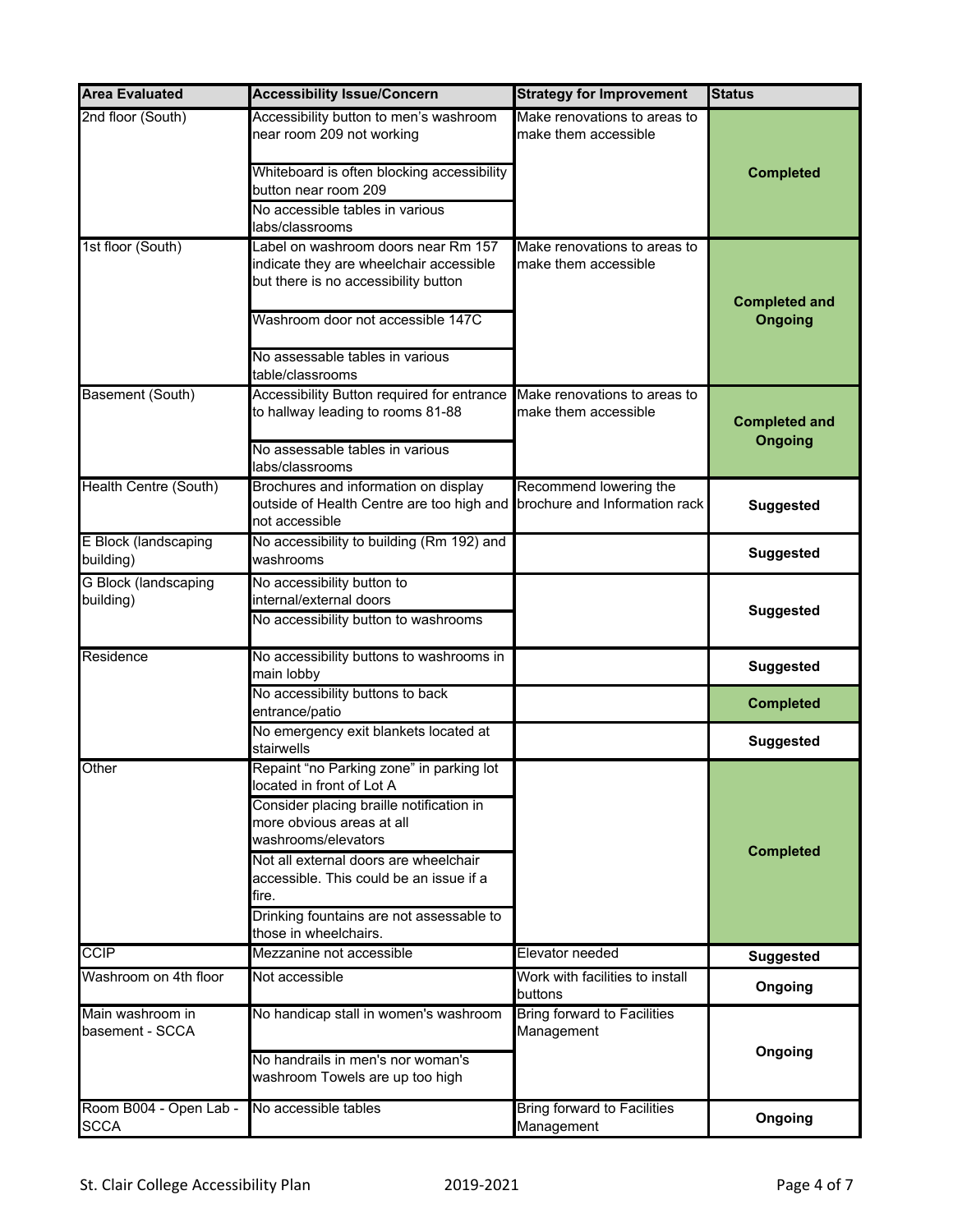| Area Evaluated | Accessibility Issue/Concern | Strategy for Improvement | Status |
|---|---|---|---|
| 2nd floor (South) | Accessibility button to men's washroom near room 209 not working | Make renovations to areas to make them accessible | **Completed** |
| | Whiteboard is often blocking accessibility button near room 209 | | |
| | No accessible tables in various labs/classrooms | | |
| 1st floor (South) | Label on washroom doors near Rm 157 indicate they are wheelchair accessible but there is no accessibility button | Make renovations to areas to make them accessible | **Completed and Ongoing** |
| | Washroom door not accessible 147C | | |
| | No assessable tables in various table/classrooms | | |
| Basement (South) | Accessibility Button required for entrance to hallway leading to rooms 81-88 | Make renovations to areas to make them accessible | **Completed and Ongoing** |
| | No assessable tables in various labs/classrooms | | |
| Health Centre (South) | Brochures and information on display outside of Health Centre are too high and not accessible | Recommend lowering the brochure and Information rack | **Suggested** |
| E Block (landscaping building) | No accessibility to building (Rm 192) and washrooms | | **Suggested** |
| G Block (landscaping building) | No accessibility button to internal/external doors | | **Suggested** |
| | No accessibility button to washrooms | | |
| Residence | No accessibility buttons to washrooms in main lobby | | **Suggested** |
| | No accessibility buttons to back entrance/patio | | **Completed** |
| | No emergency exit blankets located at stairwells | | **Suggested** |
| Other | Repaint "no Parking zone" in parking lot located in front of Lot A | | **Completed** |
| | Consider placing braille notification in more obvious areas at all washrooms/elevators | | |
| | Not all external doors are wheelchair accessible. This could be an issue if a fire. | | |
| | Drinking fountains are not assessable to those in wheelchairs. | | |
| CCIP | Mezzanine not accessible | Elevator needed | **Suggested** |
| Washroom on 4th floor | Not accessible | Work with facilities to install buttons | **Ongoing** |
| Main washroom in basement - SCCA | No handicap stall in women's washroom | Bring forward to Facilities Management | **Ongoing** |
| | No handrails in men's nor woman's washroom Towels are up too high | | |
| Room B004 - Open Lab - SCCA | No accessible tables | Bring forward to Facilities Management | **Ongoing** |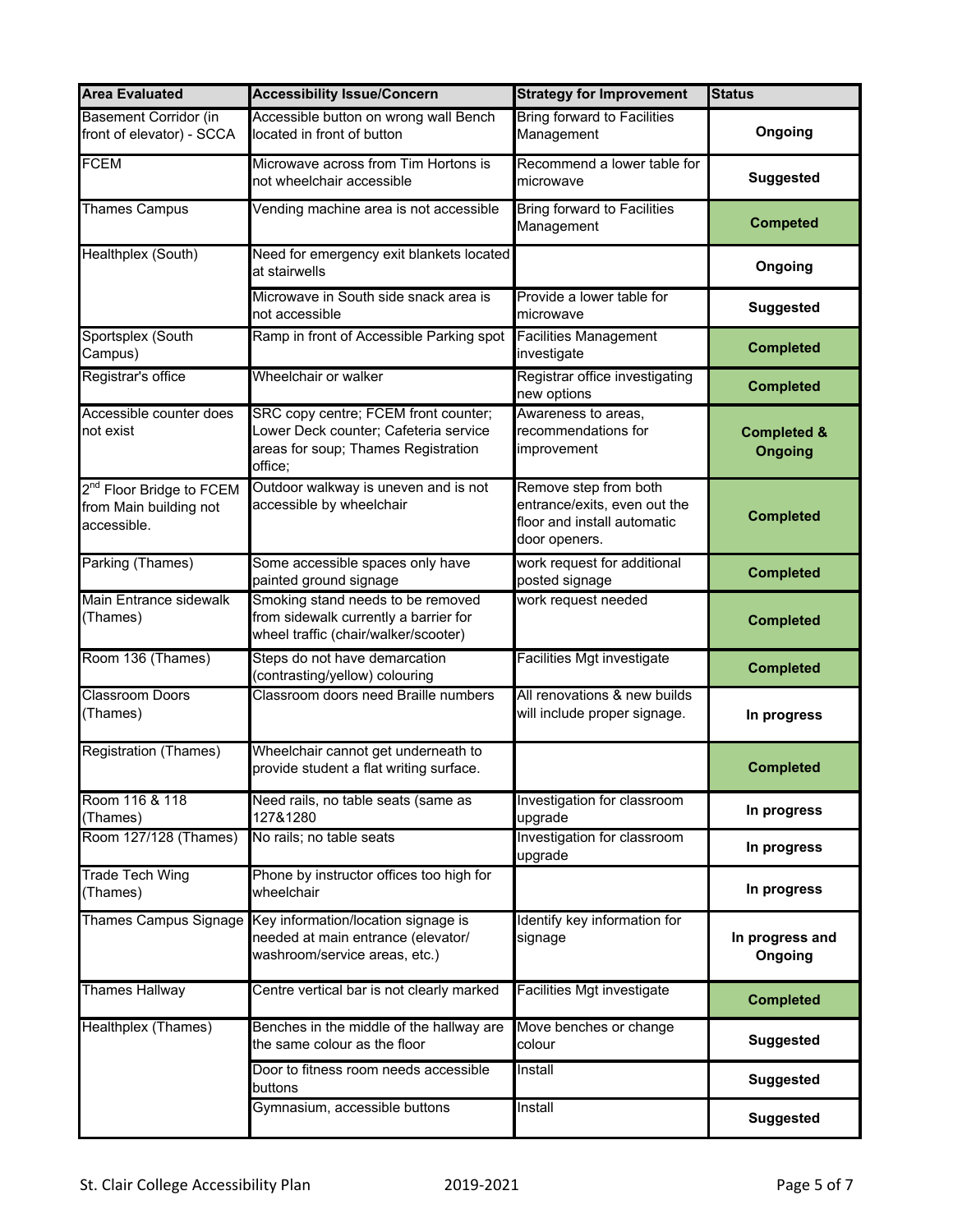| Area Evaluated | Accessibility Issue/Concern | Strategy for Improvement | Status |
|---|---|---|---|
| Basement Corridor (in front of elevator) - SCCA | Accessible button on wrong wall Bench located in front of button | Bring forward to Facilities Management | **Ongoing** |
| FCEM | Microwave across from Tim Hortons is not wheelchair accessible | Recommend a lower table for microwave | **Suggested** |
| Thames Campus | Vending machine area is not accessible | Bring forward to Facilities Management | **Competed** |
| Healthplex (South) | Need for emergency exit blankets located at stairwells | | **Ongoing** |
| | Microwave in South side snack area is not accessible | Provide a lower table for microwave | **Suggested** |
| Sportsplex (South Campus) | Ramp in front of Accessible Parking spot | Facilities Management investigate | **Completed** |
| Registrar's office | Wheelchair or walker | Registrar office investigating new options | **Completed** |
| Accessible counter does not exist | SRC copy centre; FCEM front counter; Lower Deck counter; Cafeteria service areas for soup; Thames Registration office; | Awareness to areas, recommendations for improvement | **Completed & Ongoing** |
| 2nd Floor Bridge to FCEM from Main building not accessible. | Outdoor walkway is uneven and is not accessible by wheelchair | Remove step from both entrance/exits, even out the floor and install automatic door openers. | **Completed** |
| Parking (Thames) | Some accessible spaces only have painted ground signage | work request for additional posted signage | **Completed** |
| Main Entrance sidewalk (Thames) | Smoking stand needs to be removed from sidewalk currently a barrier for wheel traffic (chair/walker/scooter) | work request needed | **Completed** |
| Room 136 (Thames) | Steps do not have demarcation (contrasting/yellow) colouring | Facilities Mgt investigate | **Completed** |
| Classroom Doors (Thames) | Classroom doors need Braille numbers | All renovations & new builds will include proper signage. | **In progress** |
| Registration (Thames) | Wheelchair cannot get underneath to provide student a flat writing surface. | | **Completed** |
| Room 116 & 118 (Thames) | Need rails, no table seats (same as 127&1280 | Investigation for classroom upgrade | **In progress** |
| Room 127/128 (Thames) | No rails; no table seats | Investigation for classroom upgrade | **In progress** |
| Trade Tech Wing (Thames) | Phone by instructor offices too high for wheelchair | | **In progress** |
| Thames Campus Signage | Key information/location signage is needed at main entrance (elevator/ washroom/service areas, etc.) | Identify key information for signage | **In progress and Ongoing** |
| Thames Hallway | Centre vertical bar is not clearly marked | Facilities Mgt investigate | **Completed** |
| Healthplex (Thames) | Benches in the middle of the hallway are the same colour as the floor | Move benches or change colour | **Suggested** |
| | Door to fitness room needs accessible buttons | Install | **Suggested** |
| | Gymnasium, accessible buttons | Install | **Suggested** |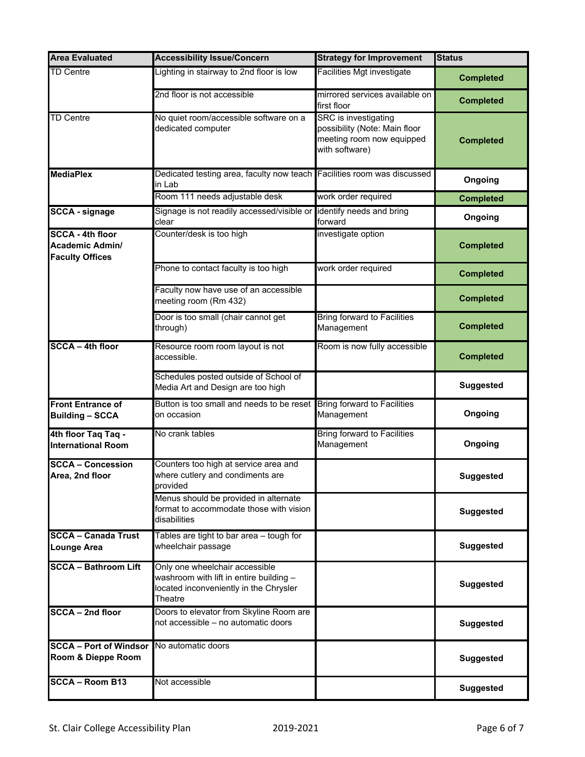| Area Evaluated | Accessibility Issue/Concern | Strategy for Improvement | Status |
|---|---|---|---|
| TD Centre | Lighting in stairway to 2nd floor is low | Facilities Mgt investigate | Completed |
| | 2nd floor is not accessible | mirrored services available on first floor | Completed |
| TD Centre | No quiet room/accessible software on a dedicated computer | SRC is investigating possibility (Note: Main floor meeting room now equipped with software) | Completed |
| **MediaPlex** | Dedicated testing area, faculty now teach in Lab | Facilities room was discussed | **Ongoing** |
| | Room 111 needs adjustable desk | work order required | Completed |
| **SCCA - signage** | Signage is not readily accessed/visible or clear | identify needs and bring forward | **Ongoing** |
| **SCCA - 4th floor Academic Admin/ Faculty Offices** | Counter/desk is too high | investigate option | Completed |
| | Phone to contact faculty is too high | work order required | Completed |
| | Faculty now have use of an accessible meeting room (Rm 432) | | Completed |
| | Door is too small (chair cannot get through) | Bring forward to Facilities Management | Completed |
| **SCCA – 4th floor** | Resource room room layout is not accessible. | Room is now fully accessible | Completed |
| | Schedules posted outside of School of Media Art and Design are too high | | **Suggested** |
| **Front Entrance of Building – SCCA** | Button is too small and needs to be reset on occasion | Bring forward to Facilities Management | **Ongoing** |
| **4th floor Taq Taq - International Room** | No crank tables | Bring forward to Facilities Management | **Ongoing** |
| **SCCA – Concession Area, 2nd floor** | Counters too high at service area and where cutlery and condiments are provided | | **Suggested** |
| | Menus should be provided in alternate format to accommodate those with vision disabilities | | **Suggested** |
| **SCCA – Canada Trust Lounge Area** | Tables are tight to bar area – tough for wheelchair passage | | **Suggested** |
| **SCCA – Bathroom Lift** | Only one wheelchair accessible washroom with lift in entire building – located inconveniently in the Chrysler Theatre | | **Suggested** |
| **SCCA – 2nd floor** | Doors to elevator from Skyline Room are not accessible – no automatic doors | | **Suggested** |
| **SCCA – Port of Windsor Room & Dieppe Room** | No automatic doors | | **Suggested** |
| **SCCA – Room B13** | Not accessible | | **Suggested** |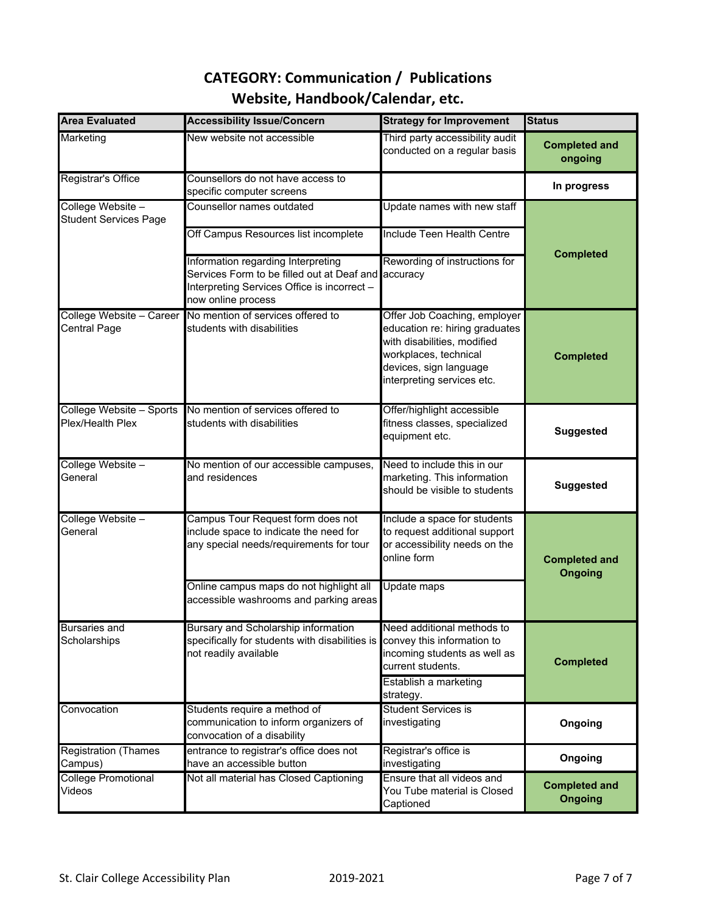## CATEGORY: Communication / Publications
## Website, Handbook/Calendar, etc.

| Area Evaluated | Accessibility Issue/Concern | Strategy for Improvement | Status |
|---|---|---|---|
| Marketing | New website not accessible | Third party accessibility audit conducted on a regular basis | **Completed and ongoing** |
| Registrar's Office | Counsellors do not have access to specific computer screens | | **In progress** |
| College Website – Student Services Page | Counsellor names outdated | Update names with new staff | **Completed** |
| | Off Campus Resources list incomplete | Include Teen Health Centre | |
| | Information regarding Interpreting Services Form to be filled out at Deaf and Interpreting Services Office is incorrect – now online process | Rewording of instructions for accuracy | |
| College Website – Career Central Page | No mention of services offered to students with disabilities | Offer Job Coaching, employer education re: hiring graduates with disabilities, modified workplaces, technical devices, sign language interpreting services etc. | **Completed** |
| College Website – Sports Plex/Health Plex | No mention of services offered to students with disabilities | Offer/highlight accessible fitness classes, specialized equipment etc. | **Suggested** |
| College Website – General | No mention of our accessible campuses, and residences | Need to include this in our marketing. This information should be visible to students | **Suggested** |
| College Website – General | Campus Tour Request form does not include space to indicate the need for any special needs/requirements for tour | Include a space for students to request additional support or accessibility needs on the online form | **Completed and Ongoing** |
| | Online campus maps do not highlight all accessible washrooms and parking areas | Update maps | |
| Bursaries and Scholarships | Bursary and Scholarship information specifically for students with disabilities is not readily available | Need additional methods to convey this information to incoming students as well as current students. | **Completed** |
| | | Establish a marketing strategy. | |
| Convocation | Students require a method of communication to inform organizers of convocation of a disability | Student Services is investigating | **Ongoing** |
| Registration (Thames Campus) | entrance to registrar's office does not have an accessible button | Registrar's office is investigating | **Ongoing** |
| College Promotional Videos | Not all material has Closed Captioning | Ensure that all videos and You Tube material is Closed Captioned | **Completed and Ongoing** |